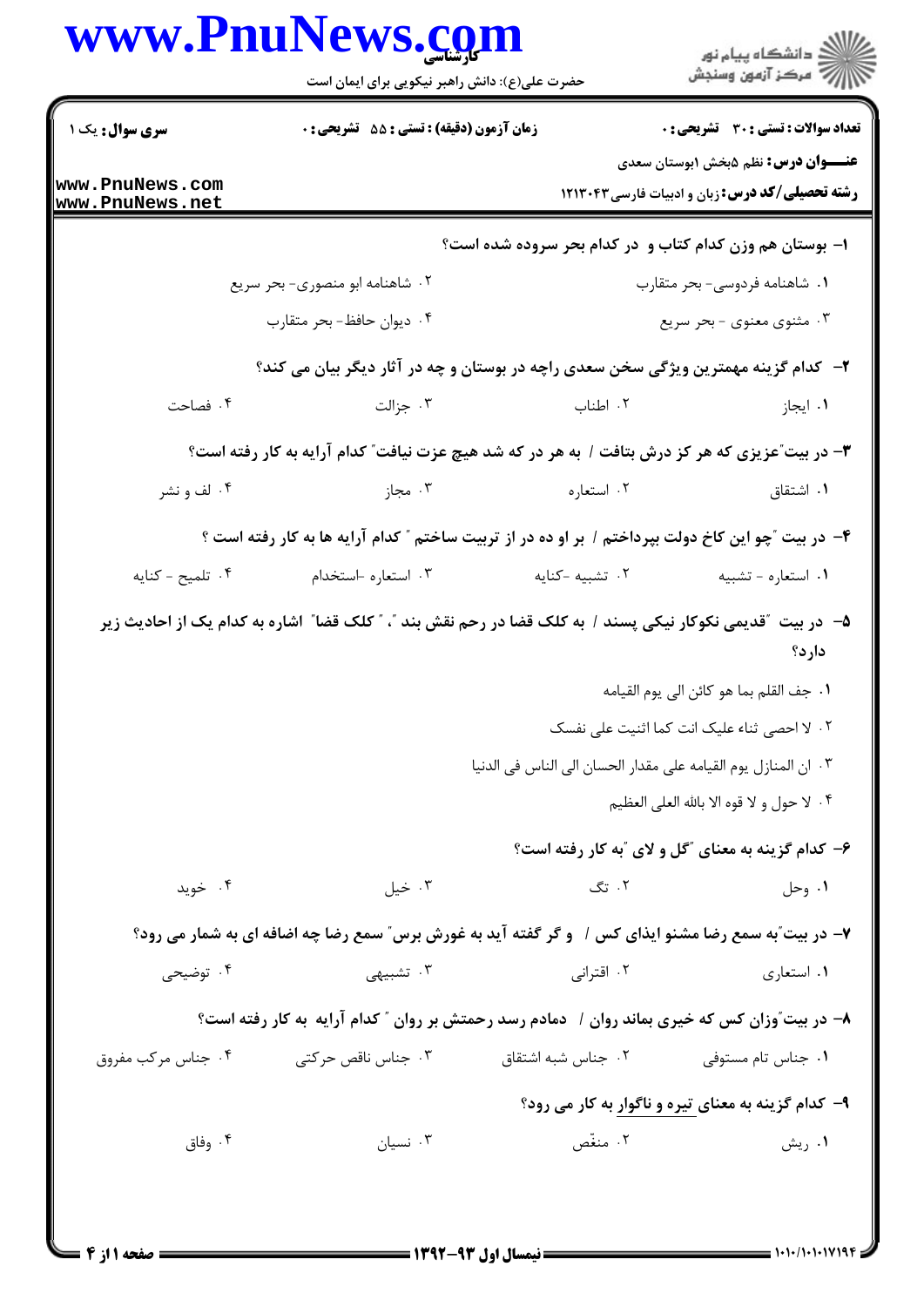**سری سوال:** یک ۱

**زمان آزمون (دقیقه) : تستی : ۵۵ تشریحی : ۰**

**تعداد سوالات : تستی : ۳۰ تشریحی : ۰**

**عنـــوان درس:** نظم ۵بخش ۱بوستان سعدی

**رشته تحصیلی/کد درس:** زبان و ادبیات فارسی۱۲۱۳۰۴۳

**۱- بوستان هم وزن کدام کتاب و در کدام بحر سروده شده است؟**

۱. شاهنامه فردوسی- بحر متقارب

۲. شاهنامه ابو منصوری- بحر سریع

۳. مثنوی معنوی - بحر سریع

۴. دیوان حافظ- بحر متقارب

**۲- کدام گزینه مهمترین ویژگی سخن سعدی راچه در بوستان و چه در آثار دیگر بیان می کند؟**

۱. ایجاز

۲. اطناب

۳. جزالت

۴. فصاحت

**۳- در بیت"عزیزی که هر کز درش بتافت / به هر در که شد هیچ عزت نیافت" کدام آرایه به کار رفته است؟**

۱. اشتقاق

۲. استعاره

۳. مجاز

۴. لف و نشر

**۴- در بیت "چو این کاخ دولت بپرداختم / بر او ده در از تربیت ساختم " کدام آرایه ها به کار رفته است ؟**

۱. استعاره - تشبیه

۲. تشبیه -کنایه

۳. استعاره -استخدام

۴. تلمیح - کنایه

**۵- در بیت "قدیمی نکوکار نیکی پسند / به کلک قضا در رحم نقش بند "، " کلک قضا" اشاره به کدام یک از احادیث زیر دارد؟**

۱. جف القلم بما هو کائن الی یوم القیامه

۲. لا احصی ثناء علیک انت کما اثنیت علی نفسک

۳. ان المنازل یوم القیامه علی مقدار الحسان الی الناس فی الدنیا

۴. لا حول و لا قوه الا بالله العلی العظیم

**۶- کدام گزینه به معنای "گل و لای "به کار رفته است؟**

۱. وحل

۲. تگ

۳. خیل

۴. خوید

**۷- در بیت"به سمع رضا مشنو ایذای کس / و گر گفته آید به غورش برس" سمع رضا چه اضافه ای به شمار می رود؟**

۱. استعاری

۲. اقترانی

۳. تشبیهی

۴. توضیحی

**۸- در بیت"وزان کس که خیری بماند روان / دمادم رسد رحمتش بر روان " کدام آرایه به کار رفته است؟**

۱. جناس تام مستوفی

۲. جناس شبه اشتقاق

۳. جناس ناقص حرکتی

۴. جناس مرکب مفروق

**۹- کدام گزینه به معنای تیره و ناگوار به کار می رود؟**

۱. ریش

۲. منغّص

۳. نسیان

۴. وفاق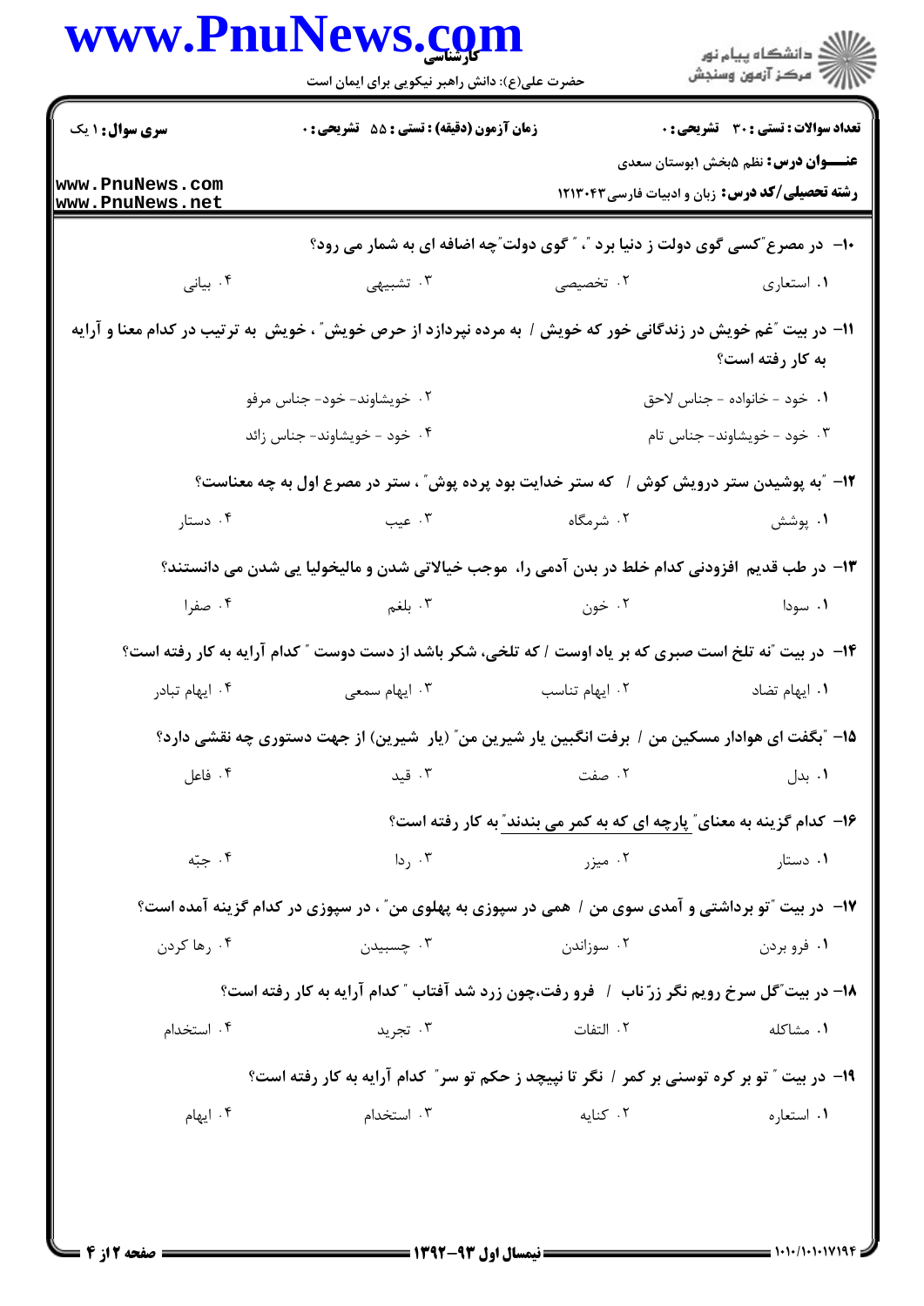۱۰- در مصرع "کسی گوی دولت ز دنیا برد "، " گوی دولت" چه اضافه ای به شمار می رود؟

۱. استعاری
۲. تخصیصی
۳. تشبیهی
۴. بیانی

۱۱- در بیت "غم خویش در زندگانی خور که خویش / به مرده نپردازد از حرص خویش"، خویش به ترتیب در کدام معنا و آرایه به کار رفته است؟

۱. خود - خانواده - جناس لاحق
۲. خویشاوند- خود- جناس مرفو
۳. خود - خویشاوند- جناس تام
۴. خود - خویشاوند- جناس زائد

۱۲- "به پوشیدن ستر درویش کوش / که ستر خدایت بود پرده پوش"، ستر در مصرع اول به چه معناست؟

۱. پوشش
۲. شرمگاه
۳. عیب
۴. دستار

۱۳- در طب قدیم افزودنی کدام خلط در بدن آدمی را، موجب خیالاتی شدن و مالیخولیا یی شدن می دانستند؟

۱. سودا
۲. خون
۳. بلغم
۴. صفرا

۱۴- در بیت "نه تلخ است صبری که بر یاد اوست / که تلخی، شکر باشد از دست دوست " کدام آرایه به کار رفته است؟

۱. ایهام تضاد
۲. ایهام تناسب
۳. ایهام سمعی
۴. ایهام تبادر

۱۵- "بگفت ای هوادار مسکین من / برفت انگبین یار شیرین من" (یار شیرین) از جهت دستوری چه نقشی دارد؟

۱. بدل
۲. صفت
۳. قید
۴. فاعل

۱۶- کدام گزینه به معنای" پارچه ای که به کمر می بندند" به کار رفته است؟

۱. دستار
۲. میزر
۳. ردا
۴. جبّه

۱۷- در بیت "تو برداشتی و آمدی سوی من / همی در سپوزی به پهلوی من"، در سپوزی در کدام گزینه آمده است؟

۱. فرو بردن
۲. سوزاندن
۳. چسبیدن
۴. رها کردن

۱۸- در بیت "گل سرخ رویم نگر زرّ ناب / فرو رفت،چون زرد شد آفتاب " کدام آرایه به کار رفته است؟

۱. مشاکله
۲. التفات
۳. تجرید
۴. استخدام

۱۹- در بیت " تو بر کره توسنی بر کمر / نگر تا نپیچد ز حکم تو سر" کدام آرایه به کار رفته است؟

۱. استعاره
۲. کنایه
۳. استخدام
۴. ایهام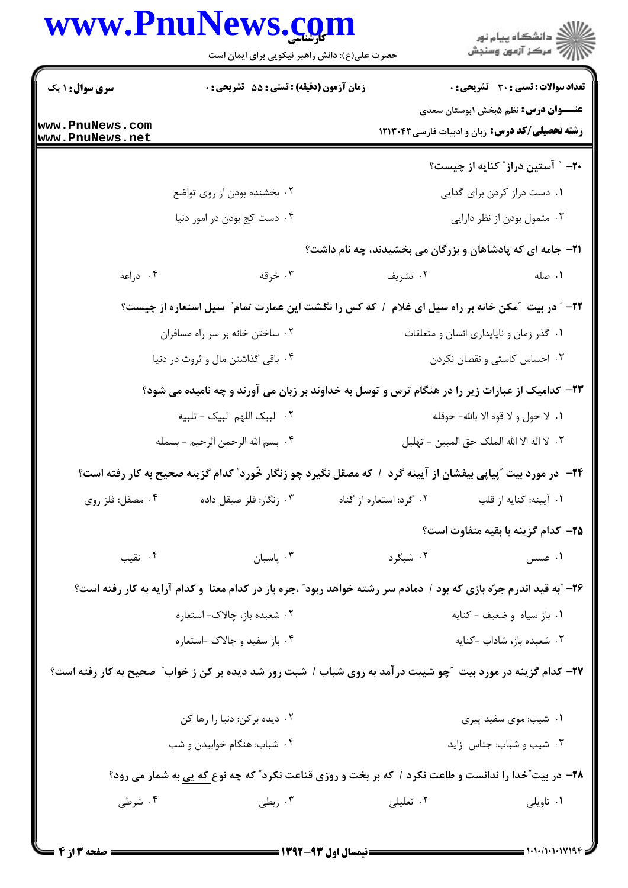**۲۰- " آستین دراز" کنایه از چیست؟**

۱. دست دراز کردن برای گدایی
۲. بخشنده بودن از روی تواضع
۳. متمول بودن از نظر دارایی
۴. دست کج بودن در امور دنیا

**۲۱- جامه ای که پادشاهان و بزرگان می بخشیدند، چه نام داشت؟**

۱. صله
۲. تشریف
۳. خرقه
۴. دراعه

**۲۲- " در بیت "مکن خانه بر راه سیل ای غلام / که کس را نگشت این عمارت تمام" سیل استعاره از چیست؟**

۱. گذر زمان و ناپایداری انسان و متعلقات
۲. ساختن خانه بر سر راه مسافران
۳. احساس کاستی و نقصان نکردن
۴. باقی گذاشتن مال و ثروت در دنیا

**۲۳- کدامیک از عبارات زیر را در هنگام ترس و توسل به خداوند بر زبان می آورند و چه نامیده می شود؟**

۱. لا حول و لا قوه الا بالله- حوقله
۲. لبیک اللهم لبیک - تلبیه
۳. لا اله الا الله الملک حق المبین - تهلیل
۴. بسم الله الرحمن الرحیم - بسمله

**۲۴- در مورد بیت "پیاپی بیفشان از آیینه گرد / که مصقل نگیرد چو زنگار خَورد" کدام گزینه صحیح به کار رفته است؟**

۱. آیینه: کنایه از قلب
۲. گرد: استعاره از گناه
۳. زنگار: فلز صیقل داده
۴. مصقل: فلز روی

**۲۵- کدام گزینه با بقیه متفاوت است؟**

۱. عسس
۲. شبگرد
۳. پاسبان
۴. نقیب

**۲۶- "به قید اندرم جرّه بازی که بود / دمادم سر رشته خواهد ربود" ،جره باز در کدام معنا و کدام آرایه به کار رفته است؟**

۱. باز سیاه و ضعیف - کنایه
۲. شعبده باز، چالاک- استعاره
۳. شعبده باز، شاداب -کنایه
۴. باز سفید و چالاک -استعاره

**۲۷- کدام گزینه در مورد بیت "چو شیبت درآمد به روی شباب / شبت روز شد دیده بر کن ز خواب" صحیح به کار رفته است؟**

۱. شیب: موی سفید پیری
۲. دیده برکن: دنیا را رها کن
۳. شیب و شباب: جناس زاید
۴. شباب: هنگام خوابیدن و شب

**۲۸- در بیت"خدا را ندانست و طاعت نکرد / که بر بخت و روزی قناعت نکرد" که چه نوع که یی به شمار می رود؟**

۱. تاویلی
۲. تعلیلی
۳. ربطی
۴. شرطی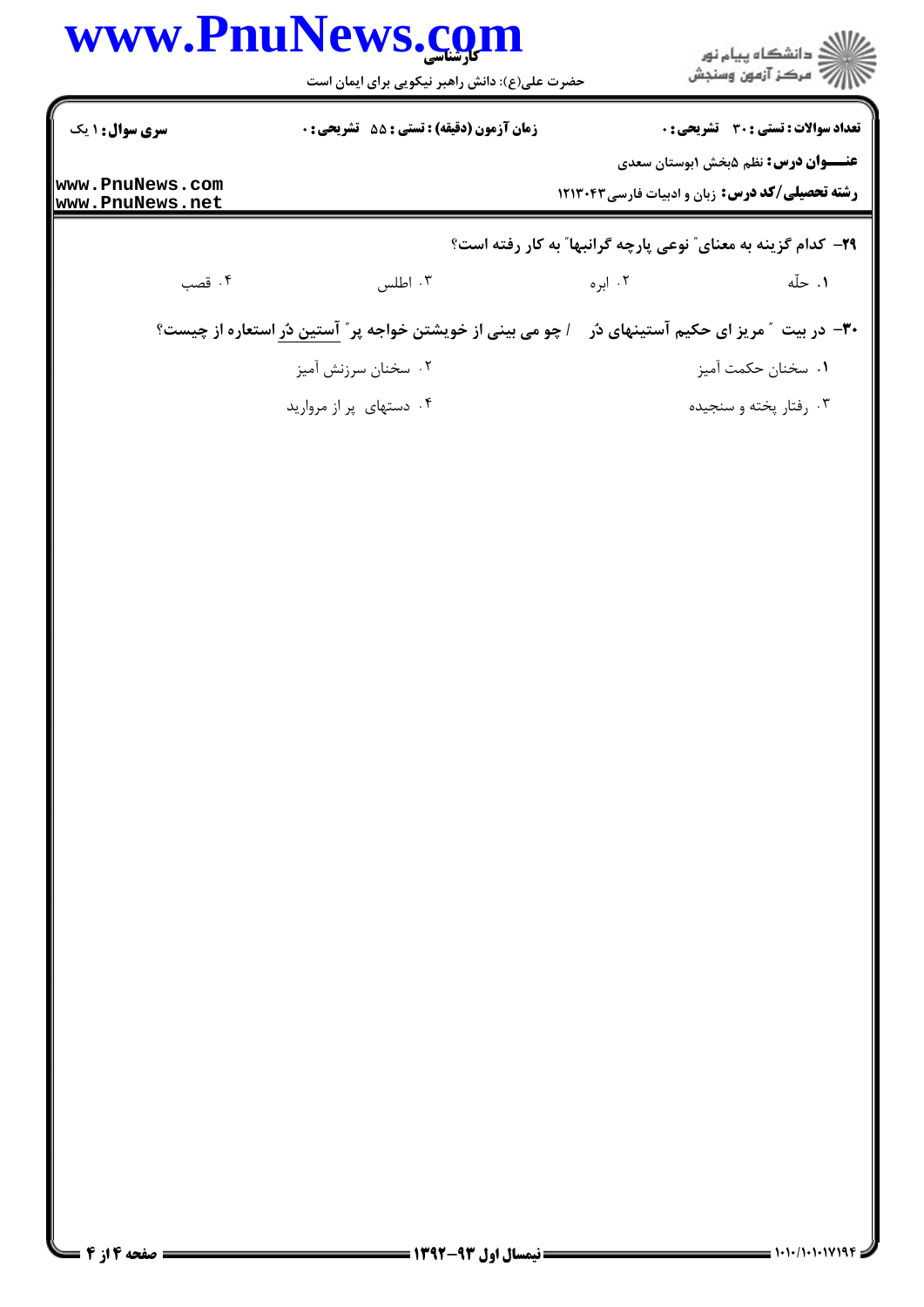**۲۹- کدام گزینه به معنای "نوعی پارچه گرانبها" به کار رفته است؟**

۱. حلّه

۲. ابره

۳. اطلس

۴. قصب

**۳۰- در بیت "مریز ای حکیم آستینهای دُر / چو می بینی از خویشتن خواجه پر" آستین دُر استعاره از چیست؟**

۱. سخنان حکمت آمیز

۲. سخنان سرزنش آمیز

۳. رفتار پخته و سنجیده

۴. دستهای پر از مروارید